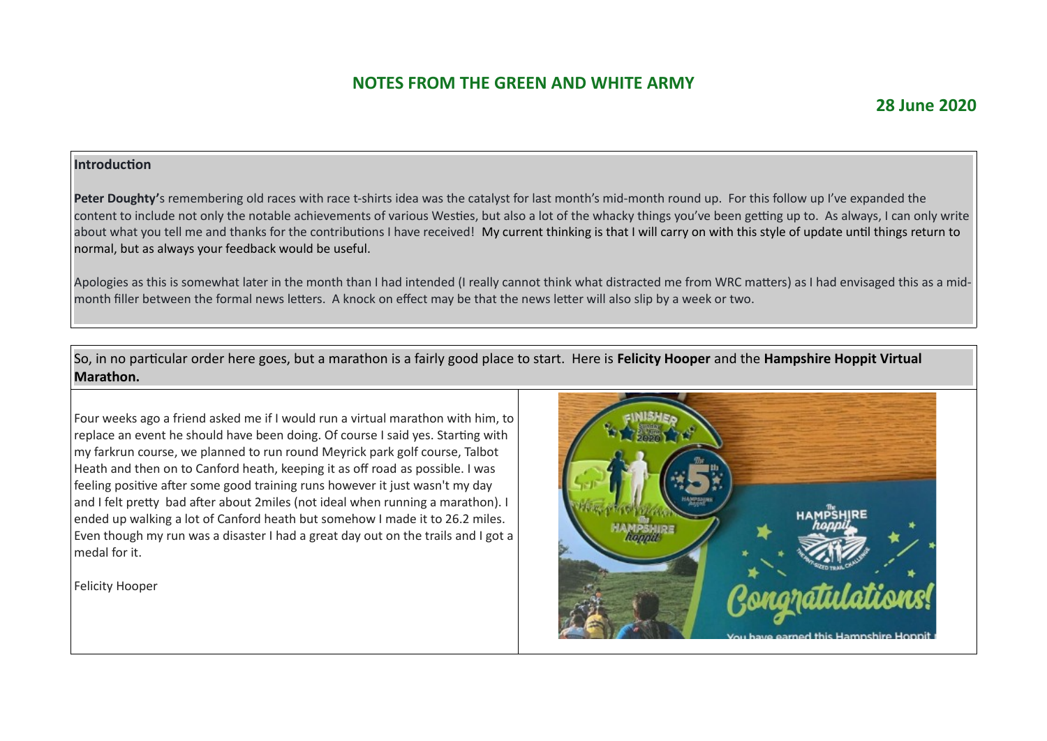# NOTES FROM THE GREEN AND WHITE ARMY

**28 June 2020**

## Introduction

**Peter Doughty'**s remembering old races with race t-shirts idea was the catalyst for last month's mid-month round up. For this follow up I've expanded the content to include not only the notable achievements of various Westies, but also a lot of the whacky things you've been getting up to. As always, I can only write about what you tell me and thanks for the contributions I have received! My current thinking is that I will carry on with this style of update until things return to normal, but as always your feedback would be useful.

Apologies as this is somewhat later in the month than I had intended (I really cannot think what distracted me from WRC matters) as I had envisaged this as a mid-month filler between the formal news letters. A knock on effect may be that the news letter will also slip by a week or two.

So, in no particular order here goes, but a marathon is a fairly good place to start. Here is **Felicity Hooper** and the **Hampshire Hoppit Virtual Marathon.**

Four weeks ago a friend asked me if I would run a virtual marathon with him, to replace an event he should have been doing. Of course I said yes. Starting with my farkrun course, we planned to run round Meyrick park golf course, Talbot Heath and then on to Canford heath, keeping it as off road as possible. I was feeling positive after some good training runs however it just wasn't my day and I felt pretty bad after about 2miles (not ideal when running a marathon). I ended up walking a lot of Canford heath but somehow I made it to 26.2 miles. Even though my run was a disaster I had a great day out on the trails and I got a medal for it.

Felicity Hooper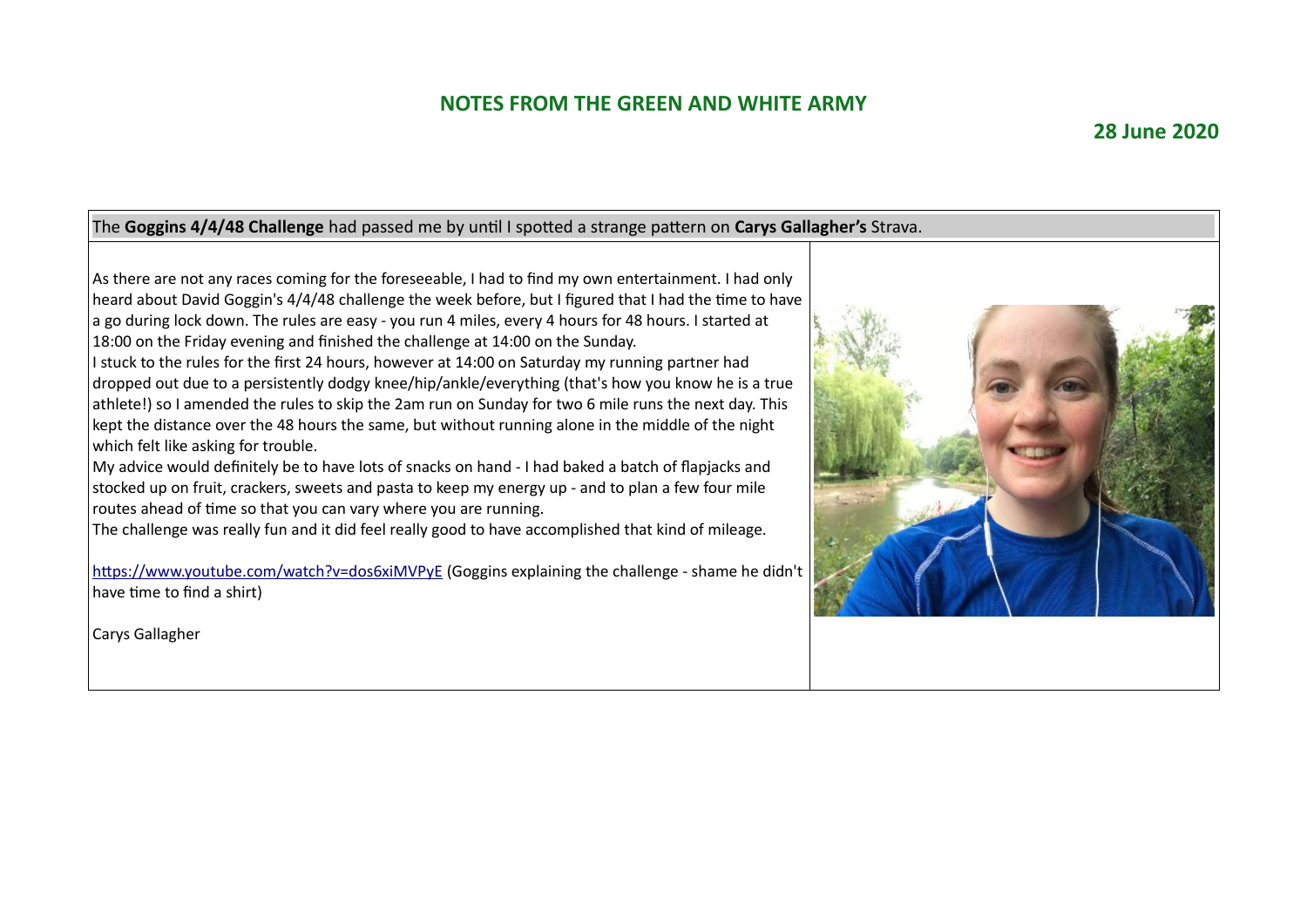## NOTES FROM THE GREEN AND WHITE ARMY

**28 June 2020**

The **Goggins 4/4/48 Challenge** had passed me by until I spotted a strange pattern on **Carys Gallagher's** Strava.

As there are not any races coming for the foreseeable, I had to find my own entertainment. I had only heard about David Goggin's 4/4/48 challenge the week before, but I figured that I had the time to have a go during lock down. The rules are easy - you run 4 miles, every 4 hours for 48 hours. I started at 18:00 on the Friday evening and finished the challenge at 14:00 on the Sunday.

I stuck to the rules for the first 24 hours, however at 14:00 on Saturday my running partner had dropped out due to a persistently dodgy knee/hip/ankle/everything (that's how you know he is a true athlete!) so I amended the rules to skip the 2am run on Sunday for two 6 mile runs the next day. This kept the distance over the 48 hours the same, but without running alone in the middle of the night which felt like asking for trouble.

My advice would definitely be to have lots of snacks on hand - I had baked a batch of flapjacks and stocked up on fruit, crackers, sweets and pasta to keep my energy up - and to plan a few four mile routes ahead of time so that you can vary where you are running.

The challenge was really fun and it did feel really good to have accomplished that kind of mileage.

https://www.youtube.com/watch?v=dos6xiMVPyE (Goggins explaining the challenge - shame he didn't have time to find a shirt)

Carys Gallagher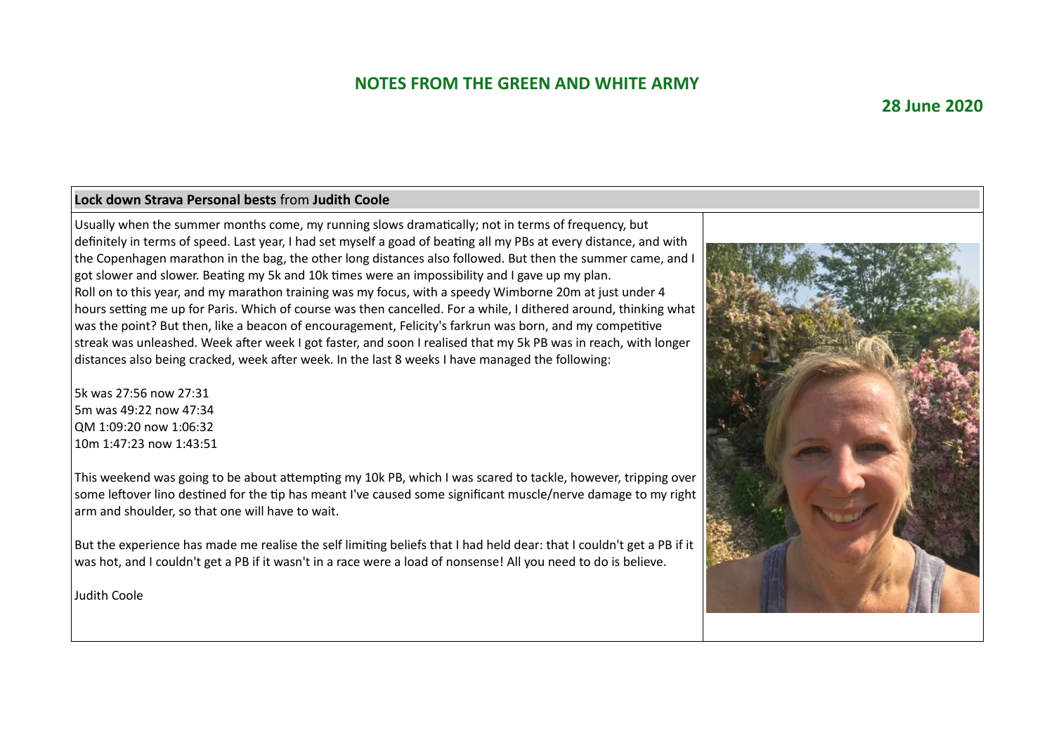## NOTES FROM THE GREEN AND WHITE ARMY

**28 June 2020**

**Lock down Strava Personal bests** from **Judith Coole**

Usually when the summer months come, my running slows dramatically; not in terms of frequency, but definitely in terms of speed. Last year, I had set myself a goad of beating all my PBs at every distance, and with the Copenhagen marathon in the bag, the other long distances also followed. But then the summer came, and I got slower and slower. Beating my 5k and 10k times were an impossibility and I gave up my plan.
Roll on to this year, and my marathon training was my focus, with a speedy Wimborne 20m at just under 4 hours setting me up for Paris. Which of course was then cancelled. For a while, I dithered around, thinking what was the point? But then, like a beacon of encouragement, Felicity's farkrun was born, and my competitive streak was unleashed. Week after week I got faster, and soon I realised that my 5k PB was in reach, with longer distances also being cracked, week after week. In the last 8 weeks I have managed the following:

5k was 27:56 now 27:31
5m was 49:22 now 47:34
QM 1:09:20 now 1:06:32
10m 1:47:23 now 1:43:51

This weekend was going to be about attempting my 10k PB, which I was scared to tackle, however, tripping over some leftover lino destined for the tip has meant I've caused some significant muscle/nerve damage to my right arm and shoulder, so that one will have to wait.

But the experience has made me realise the self limiting beliefs that I had held dear: that I couldn't get a PB if it was hot, and I couldn't get a PB if it wasn't in a race were a load of nonsense! All you need to do is believe.

Judith Coole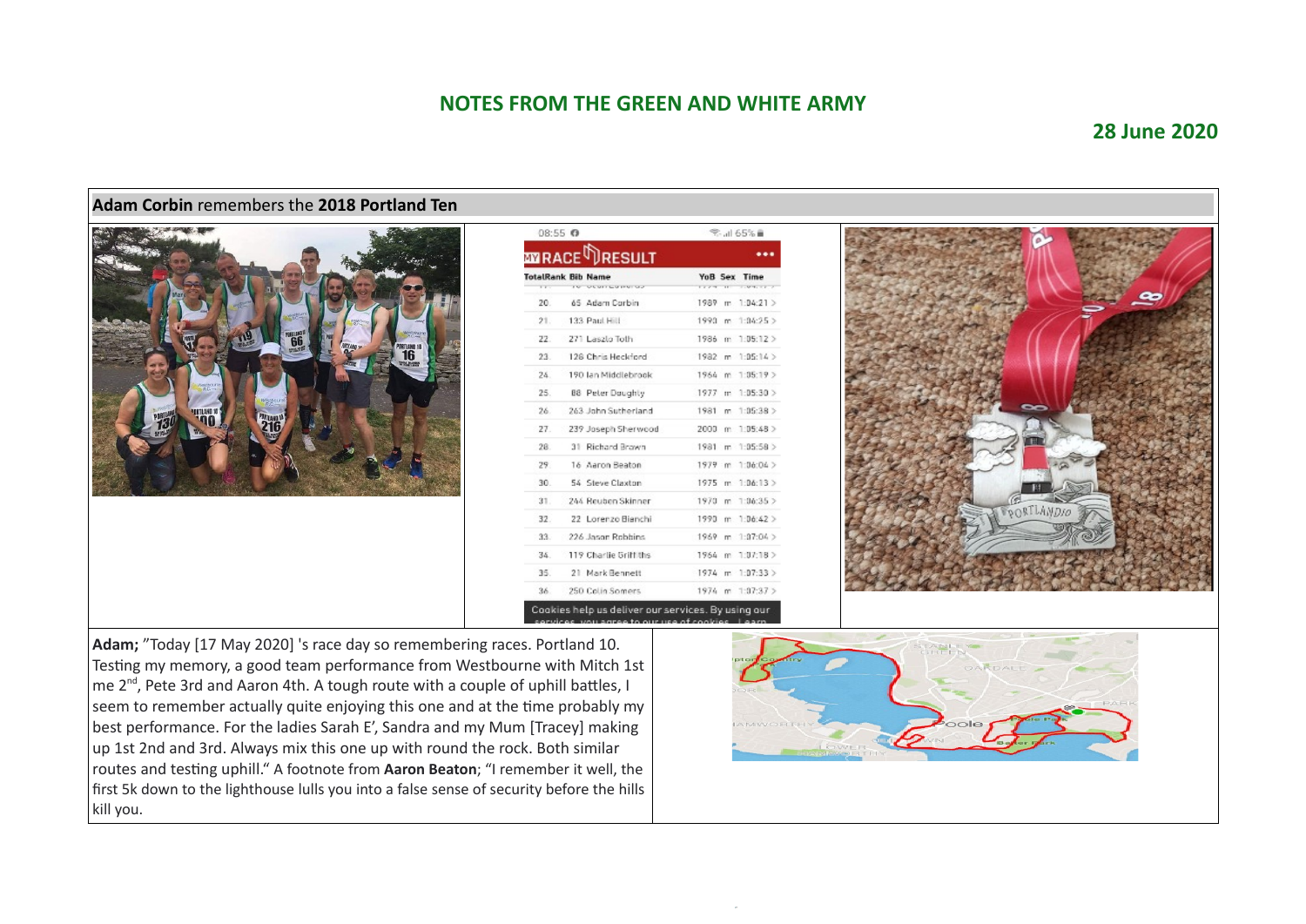## NOTES FROM THE GREEN AND WHITE ARMY

**28 June 2020**

**Adam Corbin** remembers the **2018 Portland Ten**

| TotalRank | Bib | Name | YoB | Sex | Time |
|---|---|---|---|---|---|
| 20. | 65 | Adam Corbin | 1989 | m | 1:04:21 |
| 21. | 133 | Paul Hill | 1990 | m | 1:04:25 |
| 22. | 271 | Laszlo Toth | 1986 | m | 1:05:12 |
| 23. | 126 | Chris Heckford | 1982 | m | 1:05:14 |
| 24. | 190 | Ian Middlebrook | 1964 | m | 1:05:19 |
| 25. | 88 | Peter Doughty | 1977 | m | 1:05:30 |
| 26. | 263 | John Sutherland | 1981 | m | 1:05:38 |
| 27. | 239 | Joseph Sherwood | 2000 | m | 1:05:48 |
| 28. | 31 | Richard Brown | 1981 | m | 1:05:58 |
| 29. | 16 | Aaron Beaton | 1979 | m | 1:06:04 |
| 30. | 54 | Steve Claxton | 1975 | m | 1:06:13 |
| 31. | 244 | Reuben Skinner | 1970 | m | 1:06:35 |
| 32. | 22 | Lorenzo Bianchi | 1990 | m | 1:06:42 |
| 33. | 226 | Jason Robbins | 1969 | m | 1:07:04 |
| 34. | 119 | Charlie Griffiths | 1964 | m | 1:07:18 |
| 35. | 21 | Mark Bennett | 1974 | m | 1:07:33 |
| 36. | 250 | Colin Somers | 1974 | m | 1:07:37 |

**Adam;** "Today [17 May 2020] 's race day so remembering races. Portland 10. Testing my memory, a good team performance from Westbourne with Mitch 1st me 2nd, Pete 3rd and Aaron 4th. A tough route with a couple of uphill battles, I seem to remember actually quite enjoying this one and at the time probably my best performance. For the ladies Sarah E', Sandra and my Mum [Tracey] making up 1st 2nd and 3rd. Always mix this one up with round the rock. Both similar routes and testing uphill." A footnote from **Aaron Beaton**; "I remember it well, the first 5k down to the lighthouse lulls you into a false sense of security before the hills kill you.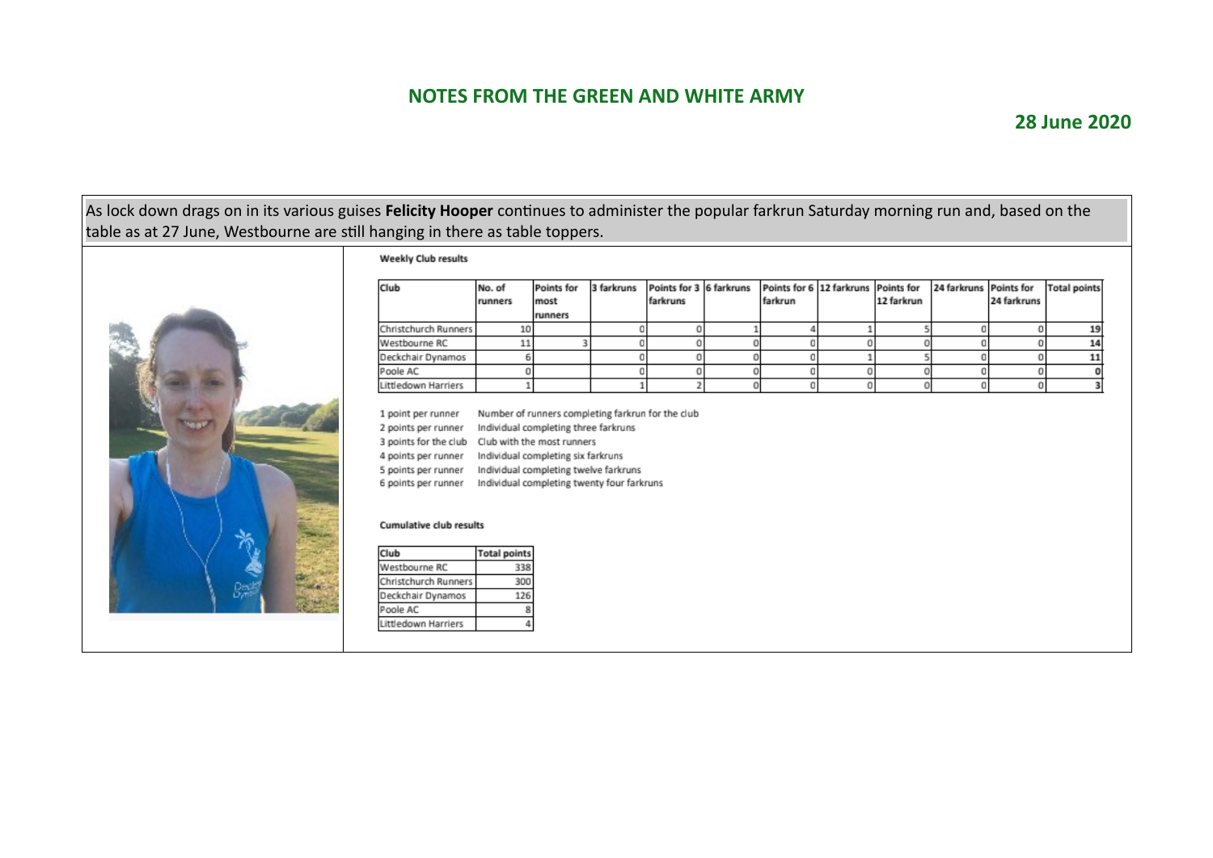## NOTES FROM THE GREEN AND WHITE ARMY

**28 June 2020**

As lock down drags on in its various guises **Felicity Hooper** continues to administer the popular farkrun Saturday morning run and, based on the table as at 27 June, Westbourne are still hanging in there as table toppers.

**Weekly Club results**

| Club | No. of runners | Points for most runners | 3 farkruns | Points for 3 farkruns | 6 farkruns | Points for 6 farkrun | 12 farkruns | Points for 12 farkrun | 24 farkruns | Points for 24 farkruns | Total points |
|---|---|---|---|---|---|---|---|---|---|---|---|
| Christchurch Runners | 10 | | 0 | 0 | 1 | 4 | 1 | 5 | 0 | 0 | 19 |
| Westbourne RC | 11 | 3 | 0 | 0 | 0 | 0 | 0 | 0 | 0 | 0 | 14 |
| Deckchair Dynamos | 6 | | 0 | 0 | 0 | 0 | 1 | 5 | 0 | 0 | 11 |
| Poole AC | 0 | | 0 | 0 | 0 | 0 | 0 | 0 | 0 | 0 | 0 |
| Littledown Harriers | 1 | | 1 | 2 | 0 | 0 | 0 | 0 | 0 | 0 | 3 |

1 point per runner — Number of runners completing farkrun for the club
2 points per runner — Individual completing three farkruns
3 points for the club — Club with the most runners
4 points per runner — Individual completing six farkruns
5 points per runner — Individual completing twelve farkruns
6 points per runner — Individual completing twenty four farkruns

**Cumulative club results**

| Club | Total points |
|---|---|
| Westbourne RC | 338 |
| Christchurch Runners | 300 |
| Deckchair Dynamos | 126 |
| Poole AC | 8 |
| Littledown Harriers | 4 |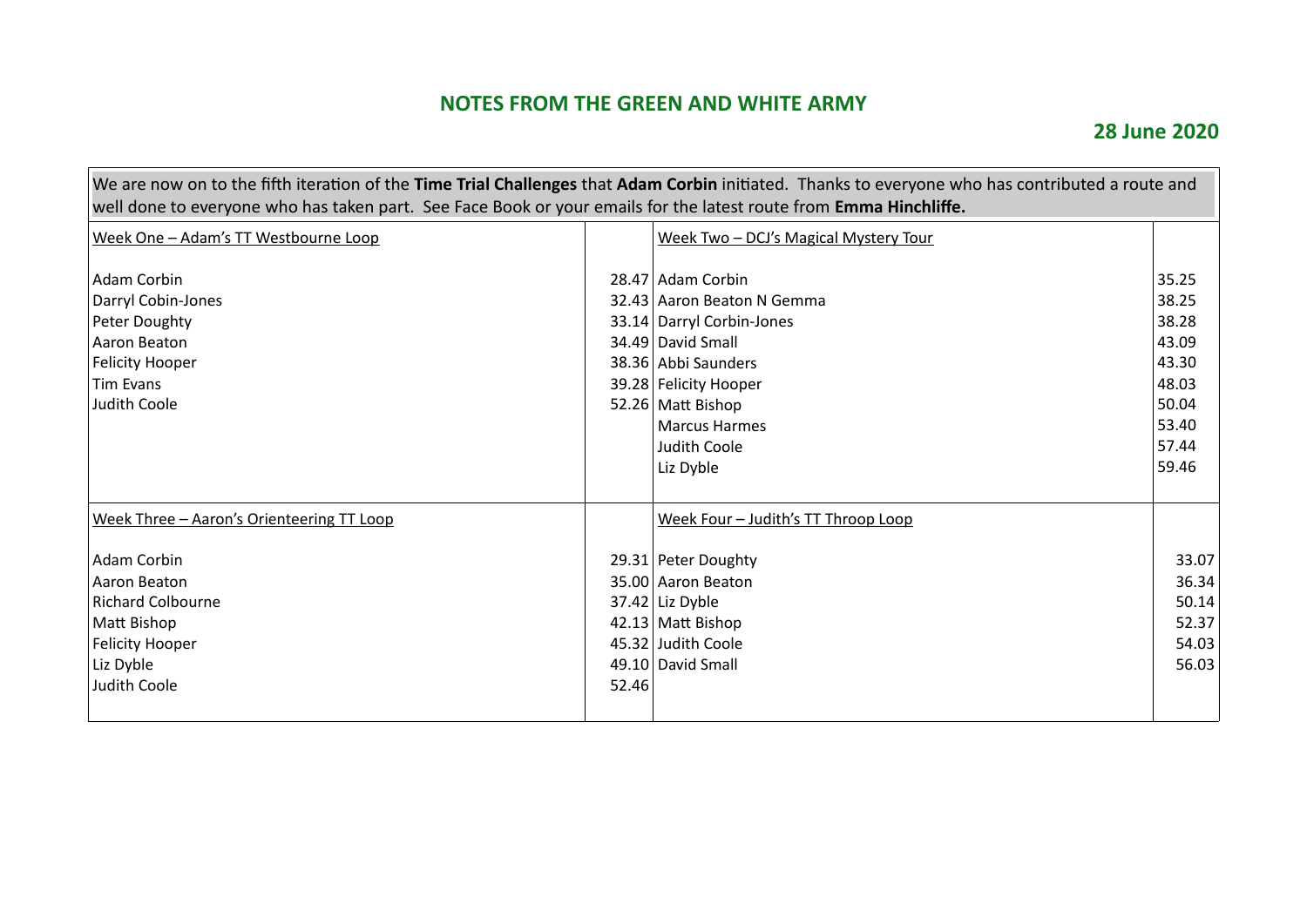## NOTES FROM THE GREEN AND WHITE ARMY

### 28 June 2020

We are now on to the fifth iteration of the **Time Trial Challenges** that **Adam Corbin** initiated. Thanks to everyone who has contributed a route and well done to everyone who has taken part. See Face Book or your emails for the latest route from **Emma Hinchliffe.**

| Week One – Adam's TT Westbourne Loop | | Week Two – DCJ's Magical Mystery Tour | |
|---|---|---|---|
| Adam Corbin | 28.47 | Adam Corbin | 35.25 |
| Darryl Cobin-Jones | 32.43 | Aaron Beaton N Gemma | 38.25 |
| Peter Doughty | 33.14 | Darryl Corbin-Jones | 38.28 |
| Aaron Beaton | 34.49 | David Small | 43.09 |
| Felicity Hooper | 38.36 | Abbi Saunders | 43.30 |
| Tim Evans | 39.28 | Felicity Hooper | 48.03 |
| Judith Coole | 52.26 | Matt Bishop | 50.04 |
| | | Marcus Harmes | 53.40 |
| | | Judith Coole | 57.44 |
| | | Liz Dyble | 59.46 |

| Week Three – Aaron's Orienteering TT Loop | | Week Four – Judith's TT Throop Loop | |
|---|---|---|---|
| Adam Corbin | 29.31 | Peter Doughty | 33.07 |
| Aaron Beaton | 35.00 | Aaron Beaton | 36.34 |
| Richard Colbourne | 37.42 | Liz Dyble | 50.14 |
| Matt Bishop | 42.13 | Matt Bishop | 52.37 |
| Felicity Hooper | 45.32 | Judith Coole | 54.03 |
| Liz Dyble | 49.10 | David Small | 56.03 |
| Judith Coole | 52.46 | | |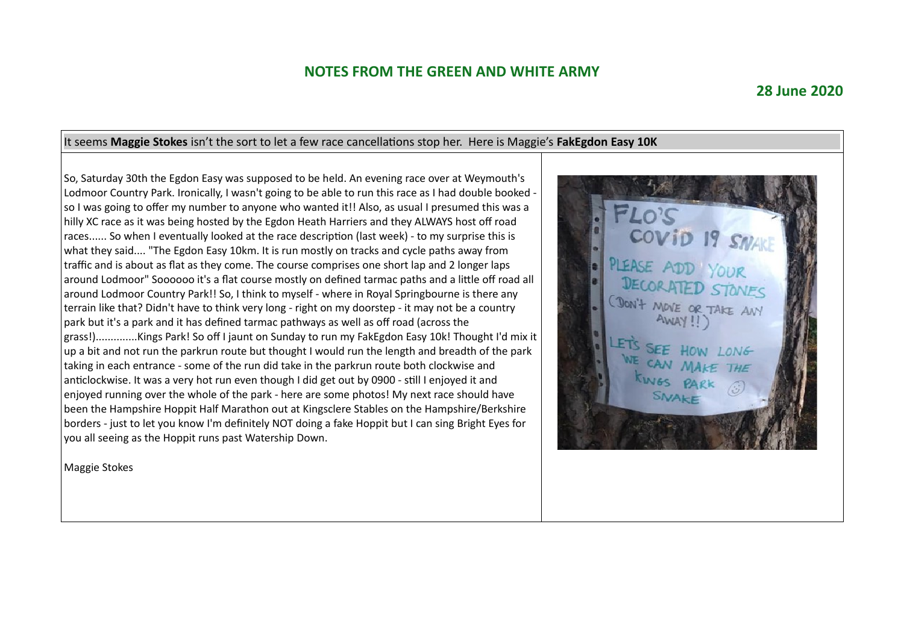## NOTES FROM THE GREEN AND WHITE ARMY

**28 June 2020**

It seems **Maggie Stokes** isn't the sort to let a few race cancellations stop her. Here is Maggie's **FakEgdon Easy 10K**

So, Saturday 30th the Egdon Easy was supposed to be held. An evening race over at Weymouth's Lodmoor Country Park. Ironically, I wasn't going to be able to run this race as I had double booked - so I was going to offer my number to anyone who wanted it!! Also, as usual I presumed this was a hilly XC race as it was being hosted by the Egdon Heath Harriers and they ALWAYS host off road races...... So when I eventually looked at the race description (last week) - to my surprise this is what they said.... "The Egdon Easy 10km. It is run mostly on tracks and cycle paths away from traffic and is about as flat as they come. The course comprises one short lap and 2 longer laps around Lodmoor" Soooooo it's a flat course mostly on defined tarmac paths and a little off road all around Lodmoor Country Park!! So, I think to myself - where in Royal Springbourne is there any terrain like that? Didn't have to think very long - right on my doorstep - it may not be a country park but it's a park and it has defined tarmac pathways as well as off road (across the grass!)..............Kings Park! So off I jaunt on Sunday to run my FakEgdon Easy 10k! Thought I'd mix it up a bit and not run the parkrun route but thought I would run the length and breadth of the park taking in each entrance - some of the run did take in the parkrun route both clockwise and anticlockwise. It was a very hot run even though I did get out by 0900 - still I enjoyed it and enjoyed running over the whole of the park - here are some photos! My next race should have been the Hampshire Hoppit Half Marathon out at Kingsclere Stables on the Hampshire/Berkshire borders - just to let you know I'm definitely NOT doing a fake Hoppit but I can sing Bright Eyes for you all seeing as the Hoppit runs past Watership Down.

Maggie Stokes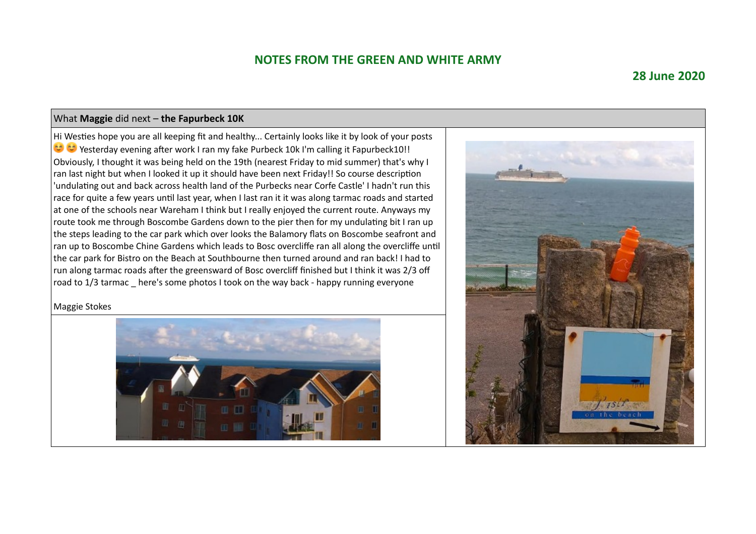## NOTES FROM THE GREEN AND WHITE ARMY

### 28 June 2020

What **Maggie** did next – **the Fapurbeck 10K**

Hi Westies hope you are all keeping fit and healthy... Certainly looks like it by look of your posts 😌😌 Yesterday evening after work I ran my fake Purbeck 10k I'm calling it Fapurbeck10!! Obviously, I thought it was being held on the 19th (nearest Friday to mid summer) that's why I ran last night but when I looked it up it should have been next Friday!! So course description 'undulating out and back across health land of the Purbecks near Corfe Castle' I hadn't run this race for quite a few years until last year, when I last ran it it was along tarmac roads and started at one of the schools near Wareham I think but I really enjoyed the current route. Anyways my route took me through Boscombe Gardens down to the pier then for my undulating bit I ran up the steps leading to the car park which over looks the Balamory flats on Boscombe seafront and ran up to Boscombe Chine Gardens which leads to Bosc overcliffe ran all along the overcliffe until the car park for Bistro on the Beach at Southbourne then turned around and ran back! I had to run along tarmac roads after the greensward of Bosc overcliff finished but I think it was 2/3 off road to 1/3 tarmac _ here's some photos I took on the way back - happy running everyone

Maggie Stokes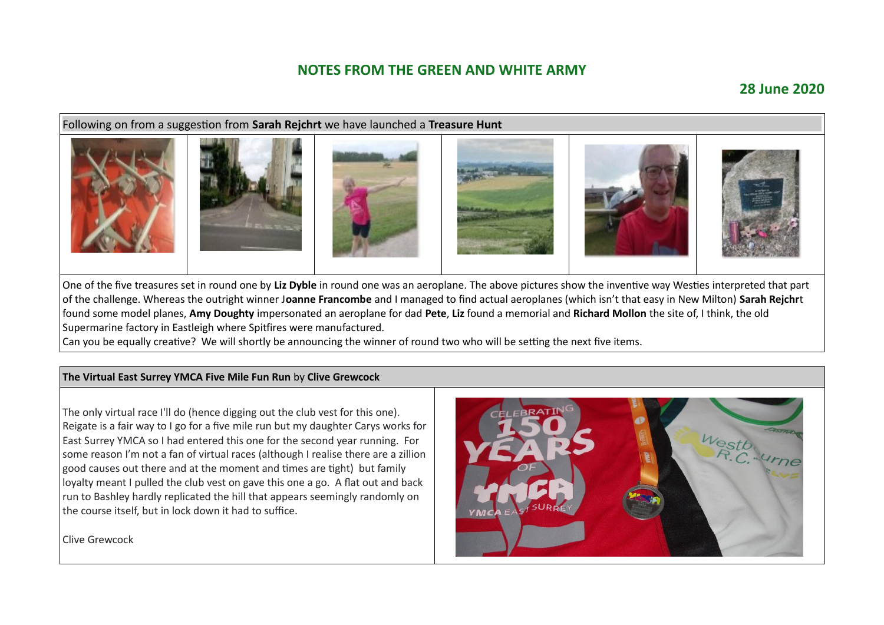## NOTES FROM THE GREEN AND WHITE ARMY

**28 June 2020**

Following on from a suggestion from **Sarah Rejchrt** we have launched a **Treasure Hunt**

One of the five treasures set in round one by **Liz Dyble** in round one was an aeroplane. The above pictures show the inventive way Westies interpreted that part of the challenge. Whereas the outright winner J**oanne Francombe** and I managed to find actual aeroplanes (which isn't that easy in New Milton) **Sarah Rejchr**t found some model planes, **Amy Doughty** impersonated an aeroplane for dad **Pete**, **Liz** found a memorial and **Richard Mollon** the site of, I think, the old Supermarine factory in Eastleigh where Spitfires were manufactured.

Can you be equally creative? We will shortly be announcing the winner of round two who will be setting the next five items.

**The Virtual East Surrey YMCA Five Mile Fun Run** by **Clive Grewcock**

The only virtual race I'll do (hence digging out the club vest for this one). Reigate is a fair way to I go for a five mile run but my daughter Carys works for East Surrey YMCA so I had entered this one for the second year running. For some reason I'm not a fan of virtual races (although I realise there are a zillion good causes out there and at the moment and times are tight) but family loyalty meant I pulled the club vest on gave this one a go. A flat out and back run to Bashley hardly replicated the hill that appears seemingly randomly on the course itself, but in lock down it had to suffice.

Clive Grewcock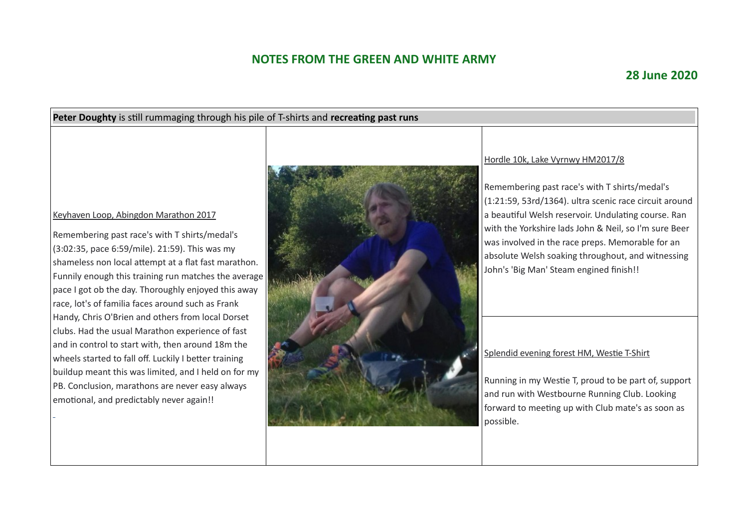## NOTES FROM THE GREEN AND WHITE ARMY

**28 June 2020**

**Peter Doughty** is still rummaging through his pile of T-shirts and **recreating past runs**

Keyhaven Loop, Abingdon Marathon 2017

Remembering past race's with T shirts/medal's (3:02:35, pace 6:59/mile). 21:59). This was my shameless non local attempt at a flat fast marathon. Funnily enough this training run matches the average pace I got ob the day. Thoroughly enjoyed this away race, lot's of familia faces around such as Frank Handy, Chris O'Brien and others from local Dorset clubs. Had the usual Marathon experience of fast and in control to start with, then around 18m the wheels started to fall off. Luckily I better training buildup meant this was limited, and I held on for my PB. Conclusion, marathons are never easy always emotional, and predictably never again!!

Hordle 10k, Lake Vyrnwy HM2017/8

Remembering past race's with T shirts/medal's (1:21:59, 53rd/1364). ultra scenic race circuit around a beautiful Welsh reservoir. Undulating course. Ran with the Yorkshire lads John & Neil, so I'm sure Beer was involved in the race preps. Memorable for an absolute Welsh soaking throughout, and witnessing John's 'Big Man' Steam engined finish!!

Splendid evening forest HM, Westie T-Shirt

Running in my Westie T, proud to be part of, support and run with Westbourne Running Club. Looking forward to meeting up with Club mate's as soon as possible.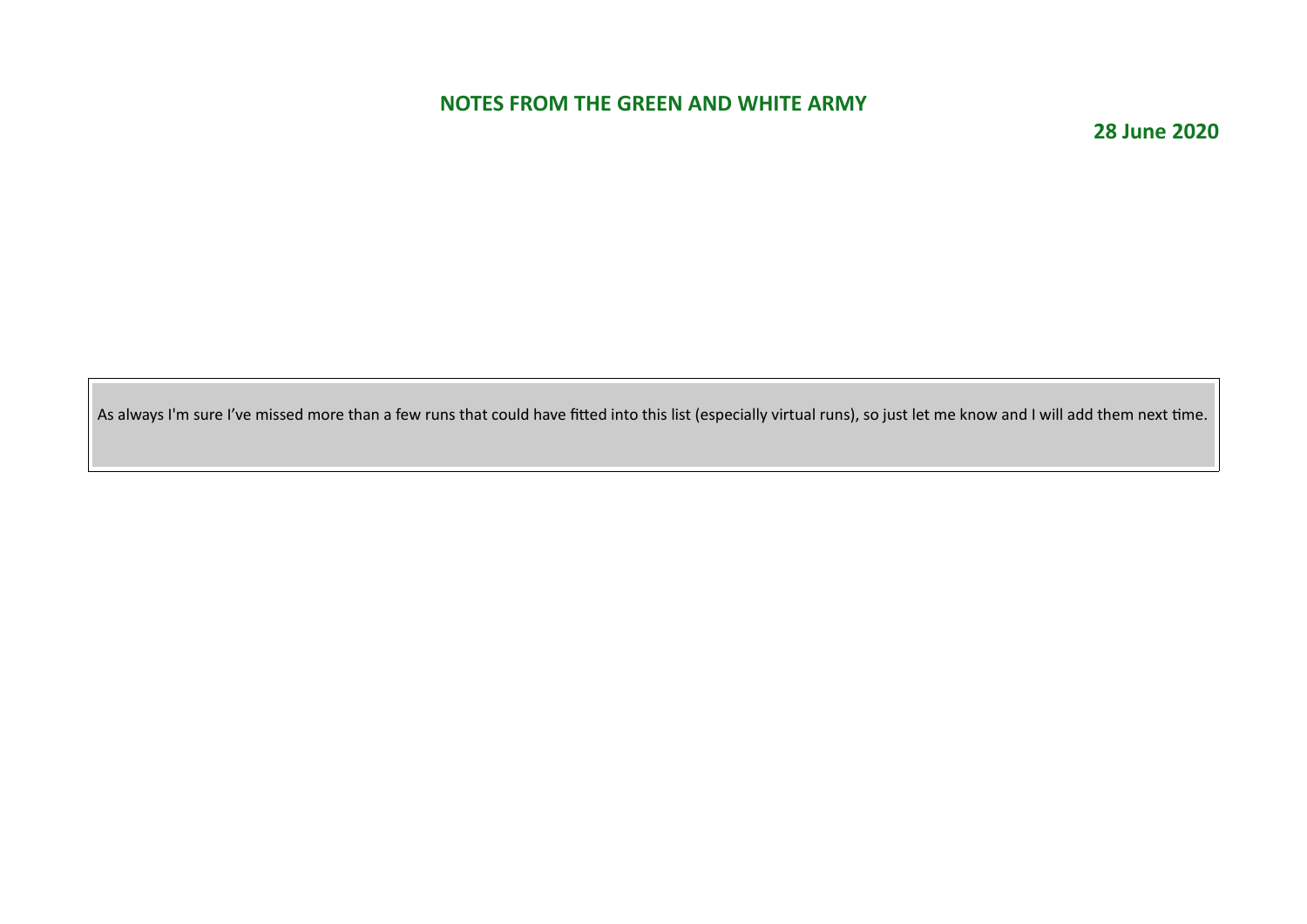## NOTES FROM THE GREEN AND WHITE ARMY

**28 June 2020**

As always I'm sure I've missed more than a few runs that could have fitted into this list (especially virtual runs), so just let me know and I will add them next time.